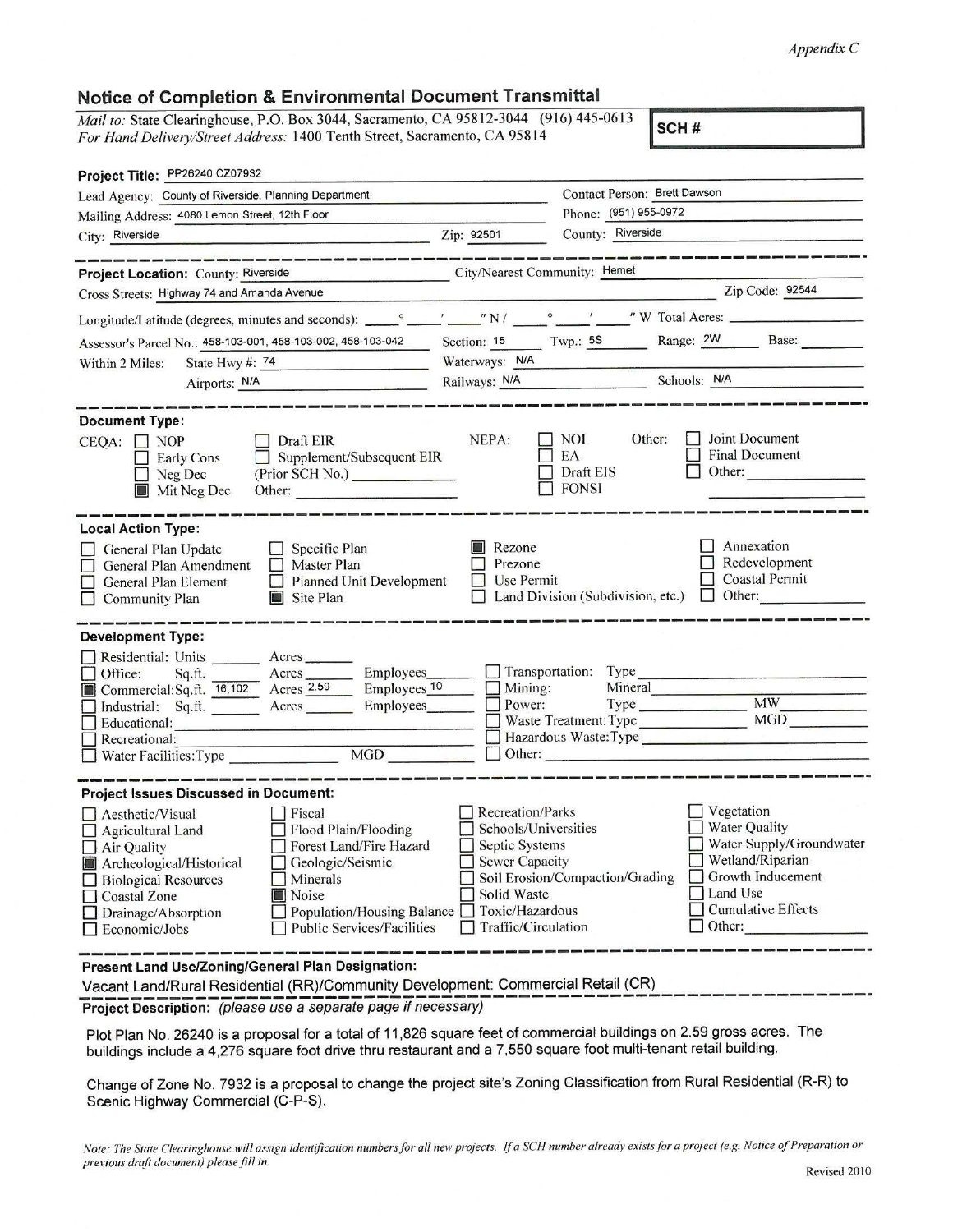*Appendix C*

## Notice of Completion & Environmental Document Transmittal

*Mail to:* State Clearinghouse, P.O. Box 3044, Sacramento, CA 95812-3044 (916) 445-0613
*For Hand Delivery/Street Address:* 1400 Tenth Street, Sacramento, CA 95814

**SCH #**

**Project Title:** PP26240 CZ07932

Lead Agency: County of Riverside, Planning Department
Contact Person: Brett Dawson
Mailing Address: 4080 Lemon Street, 12th Floor
Phone: (951) 955-0972
City: Riverside
Zip: 92501
County: Riverside

**Project Location:** County: Riverside
City/Nearest Community: Hemet
Cross Streets: Highway 74 and Amanda Avenue
Zip Code: 92544

Longitude/Latitude (degrees, minutes and seconds): ____° ____′ ____″ N / ____° ____′ ____″ W Total Acres: ________

Assessor's Parcel No.: 458-103-001, 458-103-002, 458-103-042
Section: 15 Twp.: 5S Range: 2W Base: ________

Within 2 Miles: State Hwy #: 74
Waterways: N/A
Airports: N/A
Railways: N/A
Schools: N/A

### Document Type:

CEQA:
- [ ] NOP
- [ ] Early Cons
- [ ] Neg Dec
- [x] Mit Neg Dec
- [ ] Draft EIR
- [ ] Supplement/Subsequent EIR (Prior SCH No.) ________
- Other: ________

NEPA:
- [ ] NOI
- [ ] EA
- [ ] Draft EIS
- [ ] FONSI

Other:
- [ ] Joint Document
- [ ] Final Document
- [ ] Other: ________

### Local Action Type:

- [ ] General Plan Update
- [ ] General Plan Amendment
- [ ] General Plan Element
- [ ] Community Plan
- [ ] Specific Plan
- [ ] Master Plan
- [ ] Planned Unit Development
- [x] Site Plan
- [x] Rezone
- [ ] Prezone
- [ ] Use Permit
- [ ] Land Division (Subdivision, etc.)
- [ ] Annexation
- [ ] Redevelopment
- [ ] Coastal Permit
- [ ] Other: ________

### Development Type:

- [ ] Residential: Units ______ Acres ______
- [ ] Office: Sq.ft. ______ Acres ______ Employees ______
- [x] Commercial: Sq.ft. 16,102 Acres 2.59 Employees 10
- [ ] Industrial: Sq.ft. ______ Acres ______ Employees ______
- [ ] Educational: ________
- [ ] Recreational: ________
- [ ] Water Facilities: Type ______ MGD ______
- [ ] Transportation: Type ________
- [ ] Mining: Mineral ________
- [ ] Power: Type ______ MW ______
- [ ] Waste Treatment: Type ______ MGD ______
- [ ] Hazardous Waste: Type ________
- [ ] Other: ________

### Project Issues Discussed in Document:

- [ ] Aesthetic/Visual
- [ ] Agricultural Land
- [ ] Air Quality
- [x] Archeological/Historical
- [ ] Biological Resources
- [ ] Coastal Zone
- [ ] Drainage/Absorption
- [ ] Economic/Jobs
- [ ] Fiscal
- [ ] Flood Plain/Flooding
- [ ] Forest Land/Fire Hazard
- [ ] Geologic/Seismic
- [ ] Minerals
- [x] Noise
- [ ] Population/Housing Balance
- [ ] Public Services/Facilities
- [ ] Recreation/Parks
- [ ] Schools/Universities
- [ ] Septic Systems
- [ ] Sewer Capacity
- [ ] Soil Erosion/Compaction/Grading
- [ ] Solid Waste
- [ ] Toxic/Hazardous
- [ ] Traffic/Circulation
- [ ] Vegetation
- [ ] Water Quality
- [ ] Water Supply/Groundwater
- [ ] Wetland/Riparian
- [ ] Growth Inducement
- [ ] Land Use
- [ ] Cumulative Effects
- [ ] Other: ________

**Present Land Use/Zoning/General Plan Designation:**

Vacant Land/Rural Residential (RR)/Community Development: Commercial Retail (CR)

**Project Description:** *(please use a separate page if necessary)*

Plot Plan No. 26240 is a proposal for a total of 11,826 square feet of commercial buildings on 2.59 gross acres. The buildings include a 4,276 square foot drive thru restaurant and a 7,550 square foot multi-tenant retail building.

Change of Zone No. 7932 is a proposal to change the project site's Zoning Classification from Rural Residential (R-R) to Scenic Highway Commercial (C-P-S).

*Note: The State Clearinghouse will assign identification numbers for all new projects. If a SCH number already exists for a project (e.g. Notice of Preparation or previous draft document) please fill in.*

Revised 2010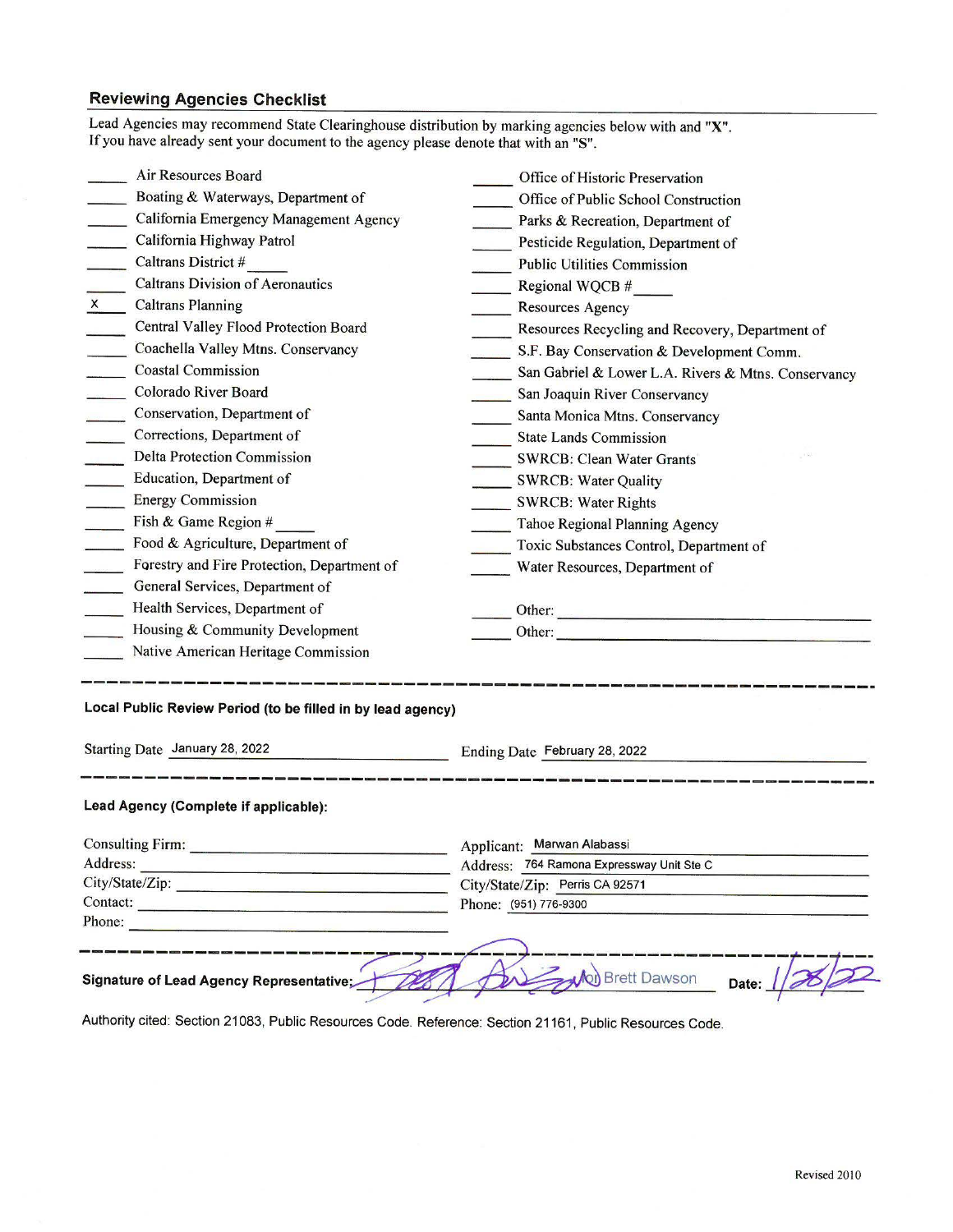## Reviewing Agencies Checklist

Lead Agencies may recommend State Clearinghouse distribution by marking agencies below with and "X".
If you have already sent your document to the agency please denote that with an "S".

- ____ Air Resources Board
- ____ Boating & Waterways, Department of
- ____ California Emergency Management Agency
- ____ California Highway Patrol
- ____ Caltrans District # ____
- ____ Caltrans Division of Aeronautics
- X ____ Caltrans Planning
- ____ Central Valley Flood Protection Board
- ____ Coachella Valley Mtns. Conservancy
- ____ Coastal Commission
- ____ Colorado River Board
- ____ Conservation, Department of
- ____ Corrections, Department of
- ____ Delta Protection Commission
- ____ Education, Department of
- ____ Energy Commission
- ____ Fish & Game Region # ____
- ____ Food & Agriculture, Department of
- ____ Forestry and Fire Protection, Department of
- ____ General Services, Department of
- ____ Health Services, Department of
- ____ Housing & Community Development
- ____ Native American Heritage Commission
- ____ Office of Historic Preservation
- ____ Office of Public School Construction
- ____ Parks & Recreation, Department of
- ____ Pesticide Regulation, Department of
- ____ Public Utilities Commission
- ____ Regional WQCB # ____
- ____ Resources Agency
- ____ Resources Recycling and Recovery, Department of
- ____ S.F. Bay Conservation & Development Comm.
- ____ San Gabriel & Lower L.A. Rivers & Mtns. Conservancy
- ____ San Joaquin River Conservancy
- ____ Santa Monica Mtns. Conservancy
- ____ State Lands Commission
- ____ SWRCB: Clean Water Grants
- ____ SWRCB: Water Quality
- ____ SWRCB: Water Rights
- ____ Tahoe Regional Planning Agency
- ____ Toxic Substances Control, Department of
- ____ Water Resources, Department of
- ____ Other: ____________________
- ____ Other: ____________________

---

**Local Public Review Period (to be filled in by lead agency)**

Starting Date January 28, 2022 Ending Date February 28, 2022

---

**Lead Agency (Complete if applicable):**

Consulting Firm: ____________________
Address: ____________________
City/State/Zip: ____________________
Contact: ____________________
Phone: ____________________

Applicant: Marwan Alabassi
Address: 764 Ramona Expressway Unit Ste C
City/State/Zip: Perris CA 92571
Phone: (951) 776-9300

---

**Signature of Lead Agency Representative:** [signature] for Brett Dawson **Date:** 1/28/22

Authority cited: Section 21083, Public Resources Code. Reference: Section 21161, Public Resources Code.

Revised 2010